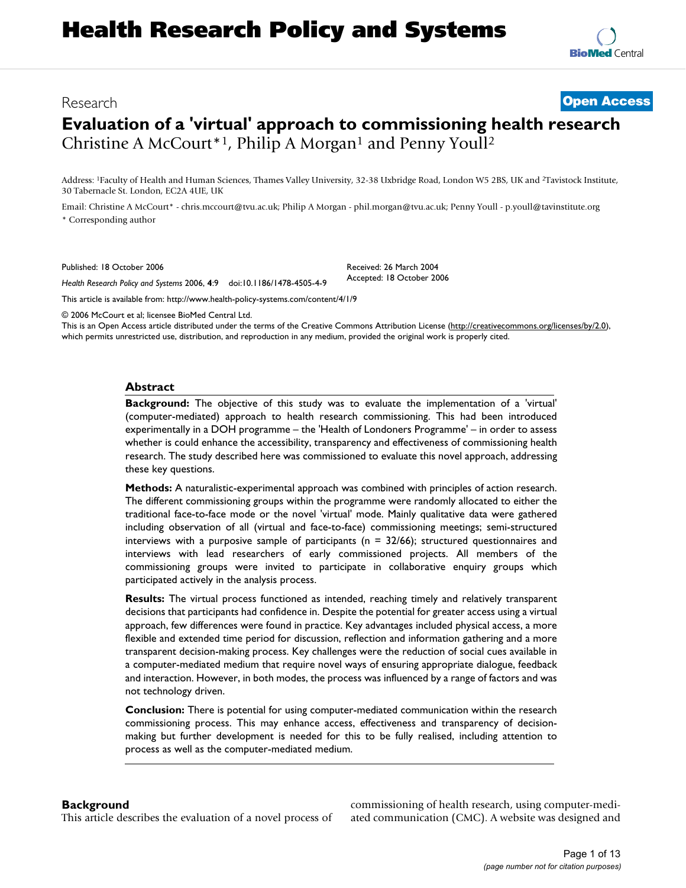# Evaluation of a 'virtual' approach to commissioning health research

Research

Open Access

Christine A McCourt*[1], Philip A Morgan[1] and Penny Youll[2]

Address: [1]Faculty of Health and Human Sciences, Thames Valley University, 32-38 Uxbridge Road, London W5 2BS, UK and [2]Tavistock Institute, 30 Tabernacle St. London, EC2A 4UE, UK

Email: Christine A McCourt* - chris.mccourt@tvu.ac.uk; Philip A Morgan - phil.morgan@tvu.ac.uk; Penny Youll - p.youll@tavinstitute.org

* Corresponding author

Published: 18 October 2006

*Health Research Policy and Systems* 2006, **4**:9 doi:10.1186/1478-4505-4-9

Received: 26 March 2004

Accepted: 18 October 2006

This article is available from: http://www.health-policy-systems.com/content/4/1/9

© 2006 McCourt et al; licensee BioMed Central Ltd.

This is an Open Access article distributed under the terms of the Creative Commons Attribution License (http://creativecommons.org/licenses/by/2.0), which permits unrestricted use, distribution, and reproduction in any medium, provided the original work is properly cited.

## Abstract

**Background:** The objective of this study was to evaluate the implementation of a 'virtual' (computer-mediated) approach to health research commissioning. This had been introduced experimentally in a DOH programme – the 'Health of Londoners Programme' – in order to assess whether is could enhance the accessibility, transparency and effectiveness of commissioning health research. The study described here was commissioned to evaluate this novel approach, addressing these key questions.

**Methods:** A naturalistic-experimental approach was combined with principles of action research. The different commissioning groups within the programme were randomly allocated to either the traditional face-to-face mode or the novel 'virtual' mode. Mainly qualitative data were gathered including observation of all (virtual and face-to-face) commissioning meetings; semi-structured interviews with a purposive sample of participants (n = 32/66); structured questionnaires and interviews with lead researchers of early commissioned projects. All members of the commissioning groups were invited to participate in collaborative enquiry groups which participated actively in the analysis process.

**Results:** The virtual process functioned as intended, reaching timely and relatively transparent decisions that participants had confidence in. Despite the potential for greater access using a virtual approach, few differences were found in practice. Key advantages included physical access, a more flexible and extended time period for discussion, reflection and information gathering and a more transparent decision-making process. Key challenges were the reduction of social cues available in a computer-mediated medium that require novel ways of ensuring appropriate dialogue, feedback and interaction. However, in both modes, the process was influenced by a range of factors and was not technology driven.

**Conclusion:** There is potential for using computer-mediated communication within the research commissioning process. This may enhance access, effectiveness and transparency of decision-making but further development is needed for this to be fully realised, including attention to process as well as the computer-mediated medium.

## Background

This article describes the evaluation of a novel process of commissioning of health research, using computer-mediated communication (CMC). A website was designed and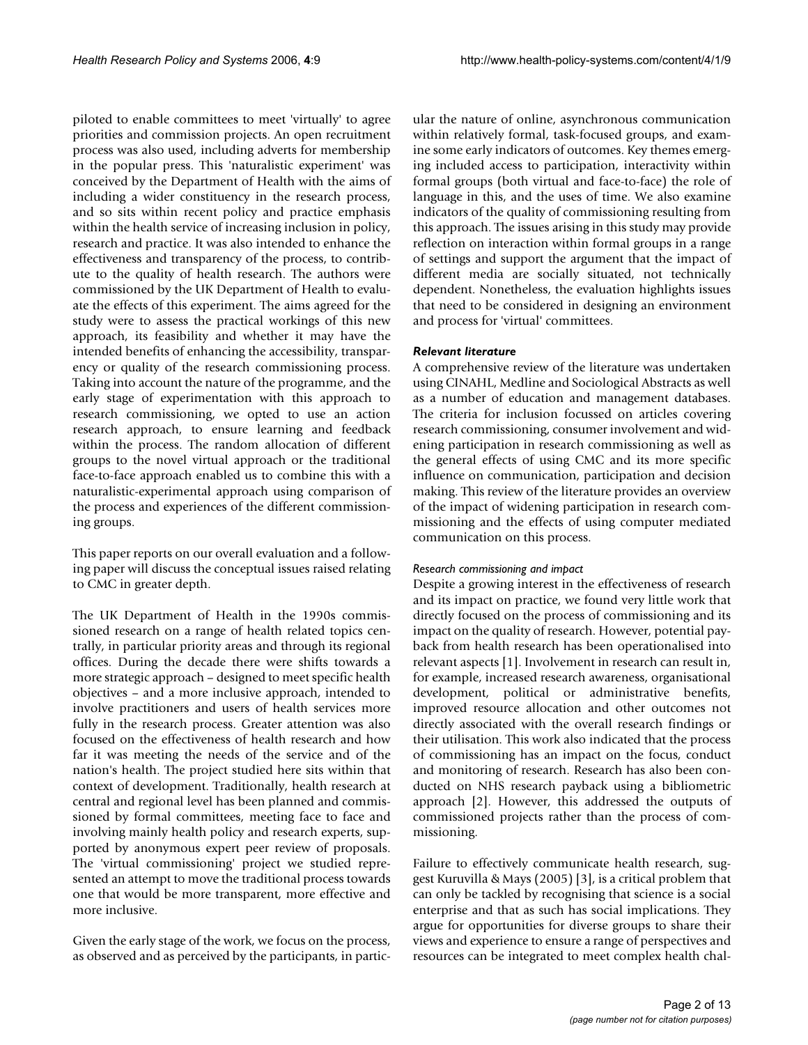piloted to enable committees to meet 'virtually' to agree priorities and commission projects. An open recruitment process was also used, including adverts for membership in the popular press. This 'naturalistic experiment' was conceived by the Department of Health with the aims of including a wider constituency in the research process, and so sits within recent policy and practice emphasis within the health service of increasing inclusion in policy, research and practice. It was also intended to enhance the effectiveness and transparency of the process, to contribute to the quality of health research. The authors were commissioned by the UK Department of Health to evaluate the effects of this experiment. The aims agreed for the study were to assess the practical workings of this new approach, its feasibility and whether it may have the intended benefits of enhancing the accessibility, transparency or quality of the research commissioning process. Taking into account the nature of the programme, and the early stage of experimentation with this approach to research commissioning, we opted to use an action research approach, to ensure learning and feedback within the process. The random allocation of different groups to the novel virtual approach or the traditional face-to-face approach enabled us to combine this with a naturalistic-experimental approach using comparison of the process and experiences of the different commissioning groups.

This paper reports on our overall evaluation and a following paper will discuss the conceptual issues raised relating to CMC in greater depth.

The UK Department of Health in the 1990s commissioned research on a range of health related topics centrally, in particular priority areas and through its regional offices. During the decade there were shifts towards a more strategic approach – designed to meet specific health objectives – and a more inclusive approach, intended to involve practitioners and users of health services more fully in the research process. Greater attention was also focused on the effectiveness of health research and how far it was meeting the needs of the service and of the nation's health. The project studied here sits within that context of development. Traditionally, health research at central and regional level has been planned and commissioned by formal committees, meeting face to face and involving mainly health policy and research experts, supported by anonymous expert peer review of proposals. The 'virtual commissioning' project we studied represented an attempt to move the traditional process towards one that would be more transparent, more effective and more inclusive.

Given the early stage of the work, we focus on the process, as observed and as perceived by the participants, in particular the nature of online, asynchronous communication within relatively formal, task-focused groups, and examine some early indicators of outcomes. Key themes emerging included access to participation, interactivity within formal groups (both virtual and face-to-face) the role of language in this, and the uses of time. We also examine indicators of the quality of commissioning resulting from this approach. The issues arising in this study may provide reflection on interaction within formal groups in a range of settings and support the argument that the impact of different media are socially situated, not technically dependent. Nonetheless, the evaluation highlights issues that need to be considered in designing an environment and process for 'virtual' committees.

### Relevant literature

A comprehensive review of the literature was undertaken using CINAHL, Medline and Sociological Abstracts as well as a number of education and management databases. The criteria for inclusion focussed on articles covering research commissioning, consumer involvement and widening participation in research commissioning as well as the general effects of using CMC and its more specific influence on communication, participation and decision making. This review of the literature provides an overview of the impact of widening participation in research commissioning and the effects of using computer mediated communication on this process.

#### *Research commissioning and impact*

Despite a growing interest in the effectiveness of research and its impact on practice, we found very little work that directly focused on the process of commissioning and its impact on the quality of research. However, potential payback from health research has been operationalised into relevant aspects [1]. Involvement in research can result in, for example, increased research awareness, organisational development, political or administrative benefits, improved resource allocation and other outcomes not directly associated with the overall research findings or their utilisation. This work also indicated that the process of commissioning has an impact on the focus, conduct and monitoring of research. Research has also been conducted on NHS research payback using a bibliometric approach [2]. However, this addressed the outputs of commissioned projects rather than the process of commissioning.

Failure to effectively communicate health research, suggest Kuruvilla & Mays (2005) [3], is a critical problem that can only be tackled by recognising that science is a social enterprise and that as such has social implications. They argue for opportunities for diverse groups to share their views and experience to ensure a range of perspectives and resources can be integrated to meet complex health chal-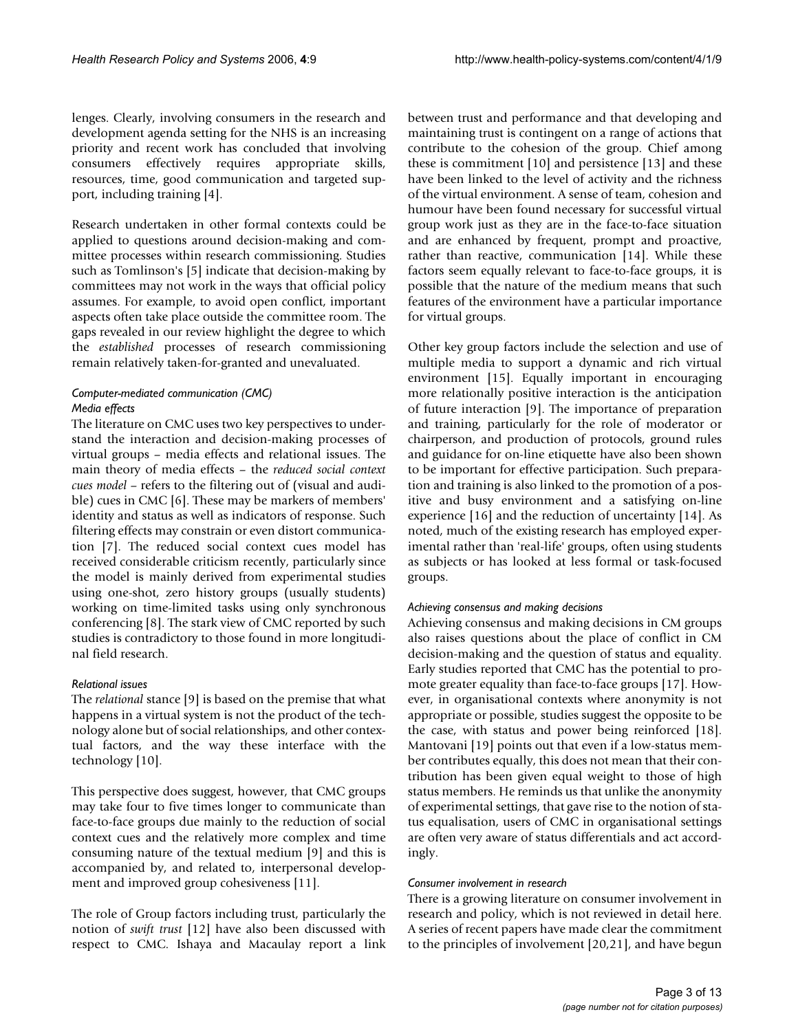lenges. Clearly, involving consumers in the research and development agenda setting for the NHS is an increasing priority and recent work has concluded that involving consumers effectively requires appropriate skills, resources, time, good communication and targeted support, including training [4].

Research undertaken in other formal contexts could be applied to questions around decision-making and committee processes within research commissioning. Studies such as Tomlinson's [5] indicate that decision-making by committees may not work in the ways that official policy assumes. For example, to avoid open conflict, important aspects often take place outside the committee room. The gaps revealed in our review highlight the degree to which the *established* processes of research commissioning remain relatively taken-for-granted and unevaluated.

### *Computer-mediated communication (CMC)*

#### *Media effects*

The literature on CMC uses two key perspectives to understand the interaction and decision-making processes of virtual groups – media effects and relational issues. The main theory of media effects – the *reduced social context cues model* – refers to the filtering out of (visual and audible) cues in CMC [6]. These may be markers of members' identity and status as well as indicators of response. Such filtering effects may constrain or even distort communication [7]. The reduced social context cues model has received considerable criticism recently, particularly since the model is mainly derived from experimental studies using one-shot, zero history groups (usually students) working on time-limited tasks using only synchronous conferencing [8]. The stark view of CMC reported by such studies is contradictory to those found in more longitudinal field research.

#### *Relational issues*

The *relational* stance [9] is based on the premise that what happens in a virtual system is not the product of the technology alone but of social relationships, and other contextual factors, and the way these interface with the technology [10].

This perspective does suggest, however, that CMC groups may take four to five times longer to communicate than face-to-face groups due mainly to the reduction of social context cues and the relatively more complex and time consuming nature of the textual medium [9] and this is accompanied by, and related to, interpersonal development and improved group cohesiveness [11].

The role of Group factors including trust, particularly the notion of *swift trust* [12] have also been discussed with respect to CMC. Ishaya and Macaulay report a link between trust and performance and that developing and maintaining trust is contingent on a range of actions that contribute to the cohesion of the group. Chief among these is commitment [10] and persistence [13] and these have been linked to the level of activity and the richness of the virtual environment. A sense of team, cohesion and humour have been found necessary for successful virtual group work just as they are in the face-to-face situation and are enhanced by frequent, prompt and proactive, rather than reactive, communication [14]. While these factors seem equally relevant to face-to-face groups, it is possible that the nature of the medium means that such features of the environment have a particular importance for virtual groups.

Other key group factors include the selection and use of multiple media to support a dynamic and rich virtual environment [15]. Equally important in encouraging more relationally positive interaction is the anticipation of future interaction [9]. The importance of preparation and training, particularly for the role of moderator or chairperson, and production of protocols, ground rules and guidance for on-line etiquette have also been shown to be important for effective participation. Such preparation and training is also linked to the promotion of a positive and busy environment and a satisfying on-line experience [16] and the reduction of uncertainty [14]. As noted, much of the existing research has employed experimental rather than 'real-life' groups, often using students as subjects or has looked at less formal or task-focused groups.

#### *Achieving consensus and making decisions*

Achieving consensus and making decisions in CM groups also raises questions about the place of conflict in CM decision-making and the question of status and equality. Early studies reported that CMC has the potential to promote greater equality than face-to-face groups [17]. However, in organisational contexts where anonymity is not appropriate or possible, studies suggest the opposite to be the case, with status and power being reinforced [18]. Mantovani [19] points out that even if a low-status member contributes equally, this does not mean that their contribution has been given equal weight to those of high status members. He reminds us that unlike the anonymity of experimental settings, that gave rise to the notion of status equalisation, users of CMC in organisational settings are often very aware of status differentials and act accordingly.

#### *Consumer involvement in research*

There is a growing literature on consumer involvement in research and policy, which is not reviewed in detail here. A series of recent papers have made clear the commitment to the principles of involvement [20,21], and have begun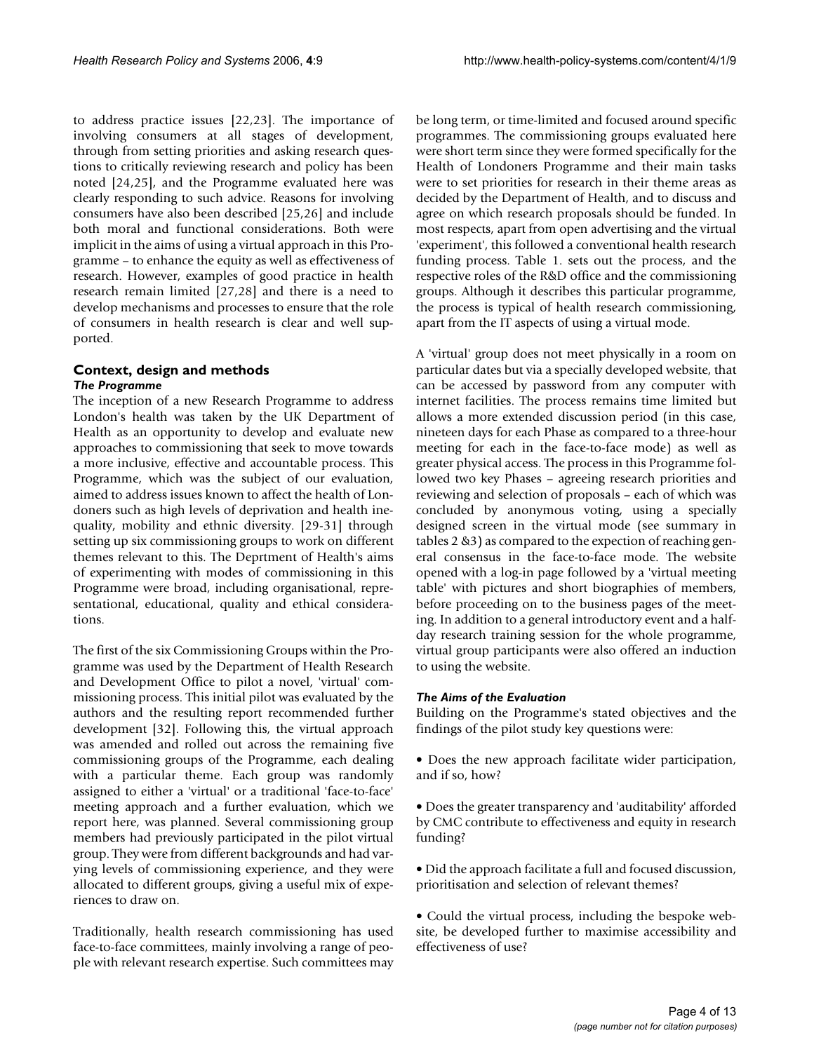to address practice issues [22,23]. The importance of involving consumers at all stages of development, through from setting priorities and asking research questions to critically reviewing research and policy has been noted [24,25], and the Programme evaluated here was clearly responding to such advice. Reasons for involving consumers have also been described [25,26] and include both moral and functional considerations. Both were implicit in the aims of using a virtual approach in this Programme – to enhance the equity as well as effectiveness of research. However, examples of good practice in health research remain limited [27,28] and there is a need to develop mechanisms and processes to ensure that the role of consumers in health research is clear and well supported.

## Context, design and methods

### *The Programme*

The inception of a new Research Programme to address London's health was taken by the UK Department of Health as an opportunity to develop and evaluate new approaches to commissioning that seek to move towards a more inclusive, effective and accountable process. This Programme, which was the subject of our evaluation, aimed to address issues known to affect the health of Londoners such as high levels of deprivation and health inequality, mobility and ethnic diversity. [29-31] through setting up six commissioning groups to work on different themes relevant to this. The Deprtment of Health's aims of experimenting with modes of commissioning in this Programme were broad, including organisational, representational, educational, quality and ethical considerations.

The first of the six Commissioning Groups within the Programme was used by the Department of Health Research and Development Office to pilot a novel, 'virtual' commissioning process. This initial pilot was evaluated by the authors and the resulting report recommended further development [32]. Following this, the virtual approach was amended and rolled out across the remaining five commissioning groups of the Programme, each dealing with a particular theme. Each group was randomly assigned to either a 'virtual' or a traditional 'face-to-face' meeting approach and a further evaluation, which we report here, was planned. Several commissioning group members had previously participated in the pilot virtual group. They were from different backgrounds and had varying levels of commissioning experience, and they were allocated to different groups, giving a useful mix of experiences to draw on.

Traditionally, health research commissioning has used face-to-face committees, mainly involving a range of people with relevant research expertise. Such committees may be long term, or time-limited and focused around specific programmes. The commissioning groups evaluated here were short term since they were formed specifically for the Health of Londoners Programme and their main tasks were to set priorities for research in their theme areas as decided by the Department of Health, and to discuss and agree on which research proposals should be funded. In most respects, apart from open advertising and the virtual 'experiment', this followed a conventional health research funding process. Table 1. sets out the process, and the respective roles of the R&D office and the commissioning groups. Although it describes this particular programme, the process is typical of health research commissioning, apart from the IT aspects of using a virtual mode.

A 'virtual' group does not meet physically in a room on particular dates but via a specially developed website, that can be accessed by password from any computer with internet facilities. The process remains time limited but allows a more extended discussion period (in this case, nineteen days for each Phase as compared to a three-hour meeting for each in the face-to-face mode) as well as greater physical access. The process in this Programme followed two key Phases – agreeing research priorities and reviewing and selection of proposals – each of which was concluded by anonymous voting, using a specially designed screen in the virtual mode (see summary in tables 2 &3) as compared to the expection of reaching general consensus in the face-to-face mode. The website opened with a log-in page followed by a 'virtual meeting table' with pictures and short biographies of members, before proceeding on to the business pages of the meeting. In addition to a general introductory event and a half-day research training session for the whole programme, virtual group participants were also offered an induction to using the website.

### *The Aims of the Evaluation*

Building on the Programme's stated objectives and the findings of the pilot study key questions were:

- Does the new approach facilitate wider participation, and if so, how?

- Does the greater transparency and 'auditability' afforded by CMC contribute to effectiveness and equity in research funding?

- Did the approach facilitate a full and focused discussion, prioritisation and selection of relevant themes?

- Could the virtual process, including the bespoke website, be developed further to maximise accessibility and effectiveness of use?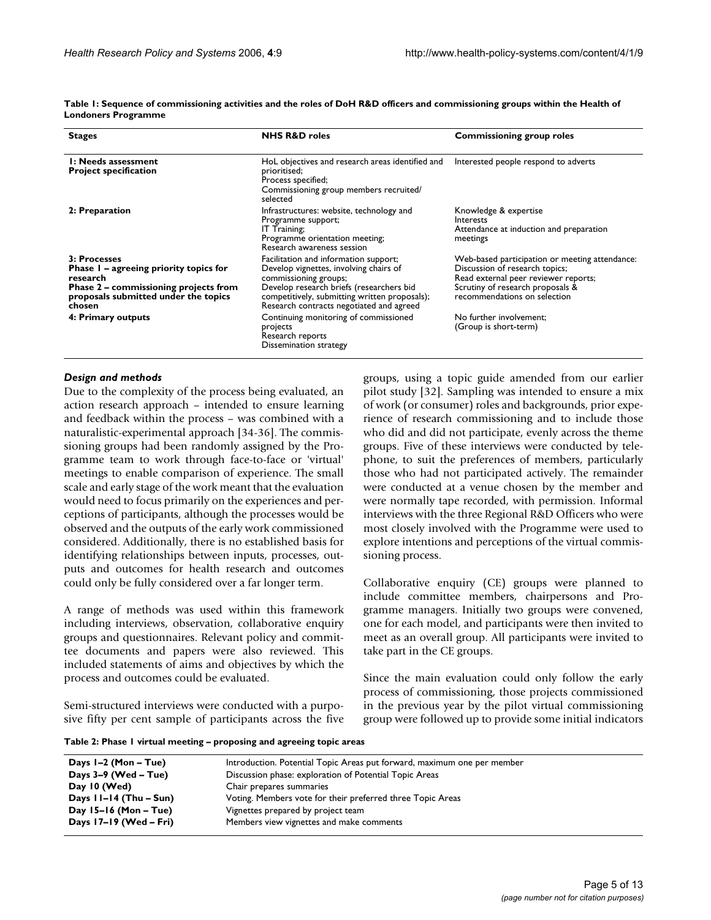**Table 1: Sequence of commissioning activities and the roles of DoH R&D officers and commissioning groups within the Health of Londoners Programme**

| Stages | NHS R&D roles | Commissioning group roles |
|---|---|---|
| **1: Needs assessment**<br>**Project specification** | HoL objectives and research areas identified and prioritised;<br>Process specified;<br>Commissioning group members recruited/selected | Interested people respond to adverts |
| **2: Preparation** | Infrastructures: website, technology and Programme support;<br>IT Training;<br>Programme orientation meeting;<br>Research awareness session | Knowledge & expertise<br>Interests<br>Attendance at induction and preparation meetings |
| **3: Processes**<br>**Phase 1 – agreeing priority topics for research**<br>**Phase 2 – commissioning projects from proposals submitted under the topics chosen** | Facilitation and information support;<br>Develop vignettes, involving chairs of commissioning groups;<br>Develop research briefs (researchers bid competitively, submitting written proposals);<br>Research contracts negotiated and agreed | Web-based participation or meeting attendance:<br>Discussion of research topics;<br>Read external peer reviewer reports;<br>Scrutiny of research proposals & recommendations on selection |
| **4: Primary outputs** | Continuing monitoring of commissioned projects<br>Research reports<br>Dissemination strategy | No further involvement;<br>(Group is short-term) |

### *Design and methods*

Due to the complexity of the process being evaluated, an action research approach – intended to ensure learning and feedback within the process – was combined with a naturalistic-experimental approach [34-36]. The commissioning groups had been randomly assigned by the Programme team to work through face-to-face or 'virtual' meetings to enable comparison of experience. The small scale and early stage of the work meant that the evaluation would need to focus primarily on the experiences and perceptions of participants, although the processes would be observed and the outputs of the early work commissioned considered. Additionally, there is no established basis for identifying relationships between inputs, processes, outputs and outcomes for health research and outcomes could only be fully considered over a far longer term.

A range of methods was used within this framework including interviews, observation, collaborative enquiry groups and questionnaires. Relevant policy and committee documents and papers were also reviewed. This included statements of aims and objectives by which the process and outcomes could be evaluated.

Semi-structured interviews were conducted with a purposive fifty per cent sample of participants across the five groups, using a topic guide amended from our earlier pilot study [32]. Sampling was intended to ensure a mix of work (or consumer) roles and backgrounds, prior experience of research commissioning and to include those who did and did not participate, evenly across the theme groups. Five of these interviews were conducted by telephone, to suit the preferences of members, particularly those who had not participated actively. The remainder were conducted at a venue chosen by the member and were normally tape recorded, with permission. Informal interviews with the three Regional R&D Officers who were most closely involved with the Programme were used to explore intentions and perceptions of the virtual commissioning process.

Collaborative enquiry (CE) groups were planned to include committee members, chairpersons and Programme managers. Initially two groups were convened, one for each model, and participants were then invited to meet as an overall group. All participants were invited to take part in the CE groups.

Since the main evaluation could only follow the early process of commissioning, those projects commissioned in the previous year by the pilot virtual commissioning group were followed up to provide some initial indicators

**Table 2: Phase 1 virtual meeting – proposing and agreeing topic areas**

| | |
|---|---|
| **Days 1–2 (Mon – Tue)** | Introduction. Potential Topic Areas put forward, maximum one per member |
| **Days 3–9 (Wed – Tue)** | Discussion phase: exploration of Potential Topic Areas |
| **Day 10 (Wed)** | Chair prepares summaries |
| **Days 11–14 (Thu – Sun)** | Voting. Members vote for their preferred three Topic Areas |
| **Day 15–16 (Mon – Tue)** | Vignettes prepared by project team |
| **Days 17–19 (Wed – Fri)** | Members view vignettes and make comments |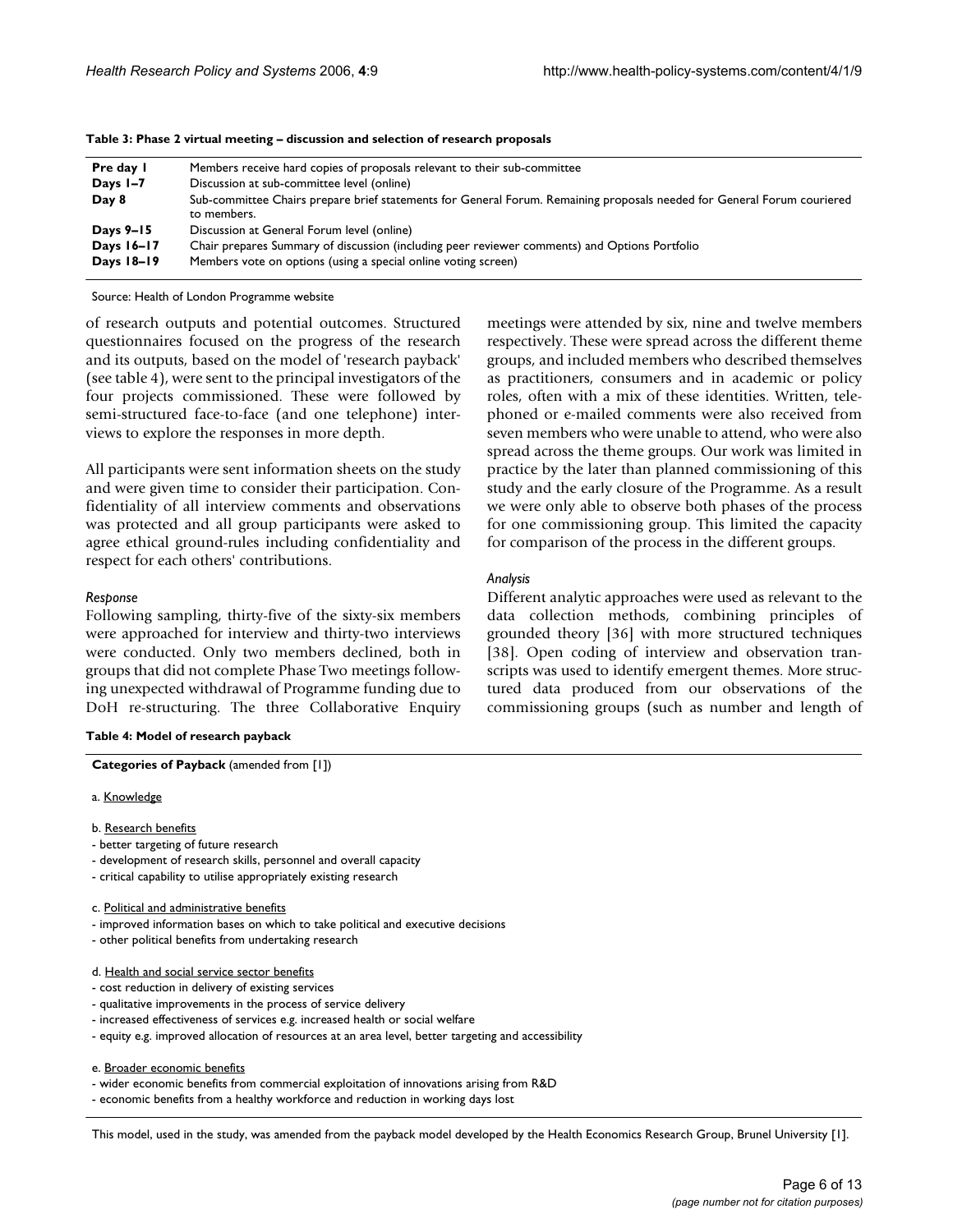**Table 3: Phase 2 virtual meeting – discussion and selection of research proposals**

| | |
|---|---|
| **Pre day 1** | Members receive hard copies of proposals relevant to their sub-committee |
| **Days 1–7** | Discussion at sub-committee level (online) |
| **Day 8** | Sub-committee Chairs prepare brief statements for General Forum. Remaining proposals needed for General Forum couriered to members. |
| **Days 9–15** | Discussion at General Forum level (online) |
| **Days 16–17** | Chair prepares Summary of discussion (including peer reviewer comments) and Options Portfolio |
| **Days 18–19** | Members vote on options (using a special online voting screen) |

Source: Health of London Programme website

of research outputs and potential outcomes. Structured questionnaires focused on the progress of the research and its outputs, based on the model of 'research payback' (see table 4), were sent to the principal investigators of the four projects commissioned. These were followed by semi-structured face-to-face (and one telephone) interviews to explore the responses in more depth.

All participants were sent information sheets on the study and were given time to consider their participation. Confidentiality of all interview comments and observations was protected and all group participants were asked to agree ethical ground-rules including confidentiality and respect for each others' contributions.

*Response*

Following sampling, thirty-five of the sixty-six members were approached for interview and thirty-two interviews were conducted. Only two members declined, both in groups that did not complete Phase Two meetings following unexpected withdrawal of Programme funding due to DoH re-structuring. The three Collaborative Enquiry meetings were attended by six, nine and twelve members respectively. These were spread across the different theme groups, and included members who described themselves as practitioners, consumers and in academic or policy roles, often with a mix of these identities. Written, telephoned or e-mailed comments were also received from seven members who were unable to attend, who were also spread across the theme groups. Our work was limited in practice by the later than planned commissioning of this study and the early closure of the Programme. As a result we were only able to observe both phases of the process for one commissioning group. This limited the capacity for comparison of the process in the different groups.

*Analysis*

Different analytic approaches were used as relevant to the data collection methods, combining principles of grounded theory [36] with more structured techniques [38]. Open coding of interview and observation transcripts was used to identify emergent themes. More structured data produced from our observations of the commissioning groups (such as number and length of

**Table 4: Model of research payback**

**Categories of Payback** (amended from [1])

a. Knowledge

b. Research benefits
- better targeting of future research
- development of research skills, personnel and overall capacity
- critical capability to utilise appropriately existing research

c. Political and administrative benefits
- improved information bases on which to take political and executive decisions
- other political benefits from undertaking research

d. Health and social service sector benefits
- cost reduction in delivery of existing services
- qualitative improvements in the process of service delivery
- increased effectiveness of services e.g. increased health or social welfare
- equity e.g. improved allocation of resources at an area level, better targeting and accessibility

e. Broader economic benefits
- wider economic benefits from commercial exploitation of innovations arising from R&D
- economic benefits from a healthy workforce and reduction in working days lost

This model, used in the study, was amended from the payback model developed by the Health Economics Research Group, Brunel University [1].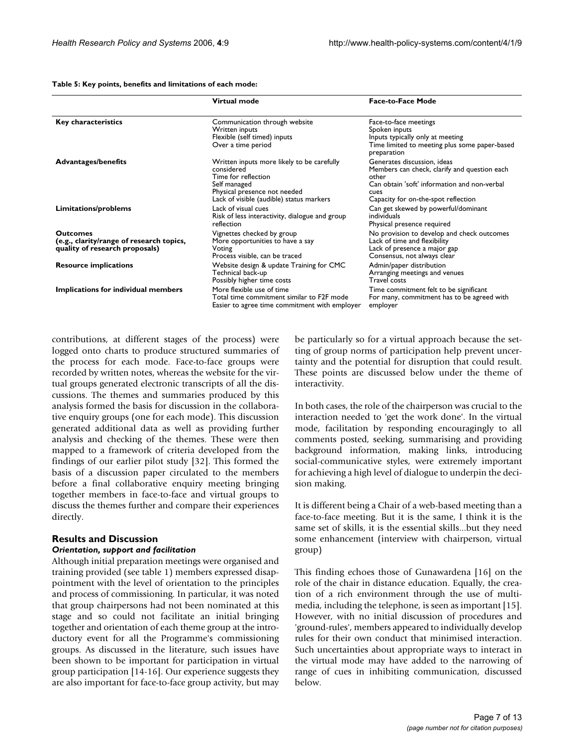**Table 5: Key points, benefits and limitations of each mode:**

| | Virtual mode | Face-to-Face Mode |
|---|---|---|
| **Key characteristics** | Communication through website<br>Written inputs<br>Flexible (self timed) inputs<br>Over a time period | Face-to-face meetings<br>Spoken inputs<br>Inputs typically only at meeting<br>Time limited to meeting plus some paper-based preparation |
| **Advantages/benefits** | Written inputs more likely to be carefully considered<br>Time for reflection<br>Self managed<br>Physical presence not needed<br>Lack of visible (audible) status markers | Generates discussion, ideas<br>Members can check, clarify and question each other<br>Can obtain 'soft' information and non-verbal cues<br>Capacity for on-the-spot reflection |
| **Limitations/problems** | Lack of visual cues<br>Risk of less interactivity, dialogue and group reflection | Can get skewed by powerful/dominant individuals<br>Physical presence required |
| **Outcomes (e.g., clarity/range of research topics, quality of research proposals)** | Vignettes checked by group<br>More opportunities to have a say<br>Voting<br>Process visible, can be traced | No provision to develop and check outcomes<br>Lack of time and flexibility<br>Lack of presence a major gap<br>Consensus, not always clear |
| **Resource implications** | Website design & update Training for CMC<br>Technical back-up<br>Possibly higher time costs | Admin/paper distribution<br>Arranging meetings and venues<br>Travel costs |
| **Implications for individual members** | More flexible use of time<br>Total time commitment similar to F2F mode<br>Easier to agree time commitment with employer | Time commitment felt to be significant<br>For many, commitment has to be agreed with employer |

contributions, at different stages of the process) were logged onto charts to produce structured summaries of the process for each mode. Face-to-face groups were recorded by written notes, whereas the website for the virtual groups generated electronic transcripts of all the discussions. The themes and summaries produced by this analysis formed the basis for discussion in the collaborative enquiry groups (one for each mode). This discussion generated additional data as well as providing further analysis and checking of the themes. These were then mapped to a framework of criteria developed from the findings of our earlier pilot study [32]. This formed the basis of a discussion paper circulated to the members before a final collaborative enquiry meeting bringing together members in face-to-face and virtual groups to discuss the themes further and compare their experiences directly.

## Results and Discussion

### *Orientation, support and facilitation*

Although initial preparation meetings were organised and training provided (see table 1) members expressed disappointment with the level of orientation to the principles and process of commissioning. In particular, it was noted that group chairpersons had not been nominated at this stage and so could not facilitate an initial bringing together and orientation of each theme group at the introductory event for all the Programme's commissioning groups. As discussed in the literature, such issues have been shown to be important for participation in virtual group participation [14-16]. Our experience suggests they are also important for face-to-face group activity, but may be particularly so for a virtual approach because the setting of group norms of participation help prevent uncertainty and the potential for disruption that could result. These points are discussed below under the theme of interactivity.

In both cases, the role of the chairperson was crucial to the interaction needed to 'get the work done'. In the virtual mode, facilitation by responding encouragingly to all comments posted, seeking, summarising and providing background information, making links, introducing social-communicative styles, were extremely important for achieving a high level of dialogue to underpin the decision making.

It is different being a Chair of a web-based meeting than a face-to-face meeting. But it is the same, I think it is the same set of skills, it is the essential skills...but they need some enhancement (interview with chairperson, virtual group)

This finding echoes those of Gunawardena [16] on the role of the chair in distance education. Equally, the creation of a rich environment through the use of multimedia, including the telephone, is seen as important [15]. However, with no initial discussion of procedures and 'ground-rules', members appeared to individually develop rules for their own conduct that minimised interaction. Such uncertainties about appropriate ways to interact in the virtual mode may have added to the narrowing of range of cues in inhibiting communication, discussed below.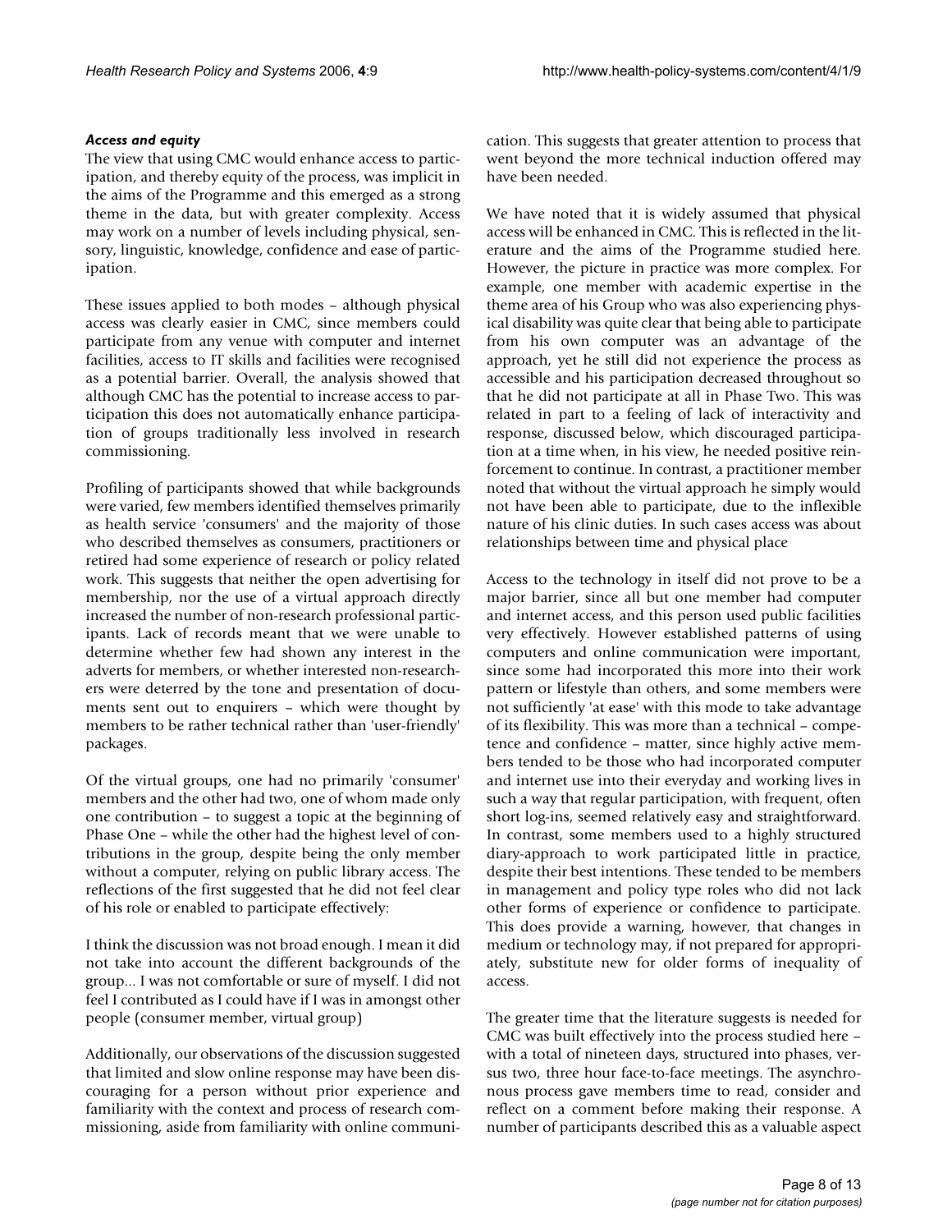### *Access and equity*

The view that using CMC would enhance access to participation, and thereby equity of the process, was implicit in the aims of the Programme and this emerged as a strong theme in the data, but with greater complexity. Access may work on a number of levels including physical, sensory, linguistic, knowledge, confidence and ease of participation.

These issues applied to both modes – although physical access was clearly easier in CMC, since members could participate from any venue with computer and internet facilities, access to IT skills and facilities were recognised as a potential barrier. Overall, the analysis showed that although CMC has the potential to increase access to participation this does not automatically enhance participation of groups traditionally less involved in research commissioning.

Profiling of participants showed that while backgrounds were varied, few members identified themselves primarily as health service 'consumers' and the majority of those who described themselves as consumers, practitioners or retired had some experience of research or policy related work. This suggests that neither the open advertising for membership, nor the use of a virtual approach directly increased the number of non-research professional participants. Lack of records meant that we were unable to determine whether few had shown any interest in the adverts for members, or whether interested non-researchers were deterred by the tone and presentation of documents sent out to enquirers – which were thought by members to be rather technical rather than 'user-friendly' packages.

Of the virtual groups, one had no primarily 'consumer' members and the other had two, one of whom made only one contribution – to suggest a topic at the beginning of Phase One – while the other had the highest level of contributions in the group, despite being the only member without a computer, relying on public library access. The reflections of the first suggested that he did not feel clear of his role or enabled to participate effectively:

I think the discussion was not broad enough. I mean it did not take into account the different backgrounds of the group... I was not comfortable or sure of myself. I did not feel I contributed as I could have if I was in amongst other people (consumer member, virtual group)

Additionally, our observations of the discussion suggested that limited and slow online response may have been discouraging for a person without prior experience and familiarity with the context and process of research commissioning, aside from familiarity with online communication. This suggests that greater attention to process that went beyond the more technical induction offered may have been needed.

We have noted that it is widely assumed that physical access will be enhanced in CMC. This is reflected in the literature and the aims of the Programme studied here. However, the picture in practice was more complex. For example, one member with academic expertise in the theme area of his Group who was also experiencing physical disability was quite clear that being able to participate from his own computer was an advantage of the approach, yet he still did not experience the process as accessible and his participation decreased throughout so that he did not participate at all in Phase Two. This was related in part to a feeling of lack of interactivity and response, discussed below, which discouraged participation at a time when, in his view, he needed positive reinforcement to continue. In contrast, a practitioner member noted that without the virtual approach he simply would not have been able to participate, due to the inflexible nature of his clinic duties. In such cases access was about relationships between time and physical place

Access to the technology in itself did not prove to be a major barrier, since all but one member had computer and internet access, and this person used public facilities very effectively. However established patterns of using computers and online communication were important, since some had incorporated this more into their work pattern or lifestyle than others, and some members were not sufficiently 'at ease' with this mode to take advantage of its flexibility. This was more than a technical – competence and confidence – matter, since highly active members tended to be those who had incorporated computer and internet use into their everyday and working lives in such a way that regular participation, with frequent, often short log-ins, seemed relatively easy and straightforward. In contrast, some members used to a highly structured diary-approach to work participated little in practice, despite their best intentions. These tended to be members in management and policy type roles who did not lack other forms of experience or confidence to participate. This does provide a warning, however, that changes in medium or technology may, if not prepared for appropriately, substitute new for older forms of inequality of access.

The greater time that the literature suggests is needed for CMC was built effectively into the process studied here – with a total of nineteen days, structured into phases, versus two, three hour face-to-face meetings. The asynchronous process gave members time to read, consider and reflect on a comment before making their response. A number of participants described this as a valuable aspect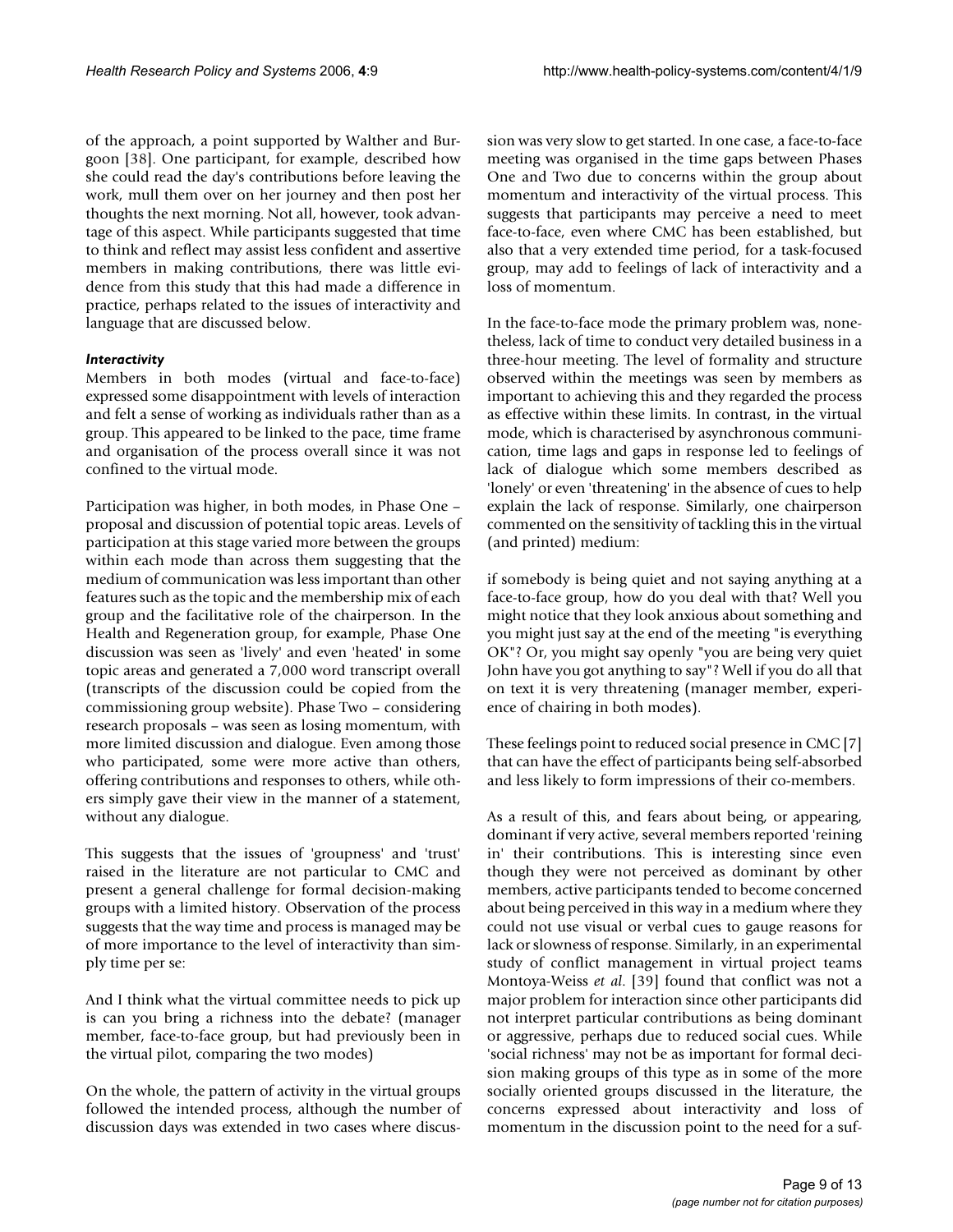of the approach, a point supported by Walther and Burgoon [38]. One participant, for example, described how she could read the day's contributions before leaving the work, mull them over on her journey and then post her thoughts the next morning. Not all, however, took advantage of this aspect. While participants suggested that time to think and reflect may assist less confident and assertive members in making contributions, there was little evidence from this study that this had made a difference in practice, perhaps related to the issues of interactivity and language that are discussed below.

### *Interactivity*

Members in both modes (virtual and face-to-face) expressed some disappointment with levels of interaction and felt a sense of working as individuals rather than as a group. This appeared to be linked to the pace, time frame and organisation of the process overall since it was not confined to the virtual mode.

Participation was higher, in both modes, in Phase One – proposal and discussion of potential topic areas. Levels of participation at this stage varied more between the groups within each mode than across them suggesting that the medium of communication was less important than other features such as the topic and the membership mix of each group and the facilitative role of the chairperson. In the Health and Regeneration group, for example, Phase One discussion was seen as 'lively' and even 'heated' in some topic areas and generated a 7,000 word transcript overall (transcripts of the discussion could be copied from the commissioning group website). Phase Two – considering research proposals – was seen as losing momentum, with more limited discussion and dialogue. Even among those who participated, some were more active than others, offering contributions and responses to others, while others simply gave their view in the manner of a statement, without any dialogue.

This suggests that the issues of 'groupness' and 'trust' raised in the literature are not particular to CMC and present a general challenge for formal decision-making groups with a limited history. Observation of the process suggests that the way time and process is managed may be of more importance to the level of interactivity than simply time per se:

And I think what the virtual committee needs to pick up is can you bring a richness into the debate? (manager member, face-to-face group, but had previously been in the virtual pilot, comparing the two modes)

On the whole, the pattern of activity in the virtual groups followed the intended process, although the number of discussion days was extended in two cases where discussion was very slow to get started. In one case, a face-to-face meeting was organised in the time gaps between Phases One and Two due to concerns within the group about momentum and interactivity of the virtual process. This suggests that participants may perceive a need to meet face-to-face, even where CMC has been established, but also that a very extended time period, for a task-focused group, may add to feelings of lack of interactivity and a loss of momentum.

In the face-to-face mode the primary problem was, nonetheless, lack of time to conduct very detailed business in a three-hour meeting. The level of formality and structure observed within the meetings was seen by members as important to achieving this and they regarded the process as effective within these limits. In contrast, in the virtual mode, which is characterised by asynchronous communication, time lags and gaps in response led to feelings of lack of dialogue which some members described as 'lonely' or even 'threatening' in the absence of cues to help explain the lack of response. Similarly, one chairperson commented on the sensitivity of tackling this in the virtual (and printed) medium:

if somebody is being quiet and not saying anything at a face-to-face group, how do you deal with that? Well you might notice that they look anxious about something and you might just say at the end of the meeting "is everything OK"? Or, you might say openly "you are being very quiet John have you got anything to say"? Well if you do all that on text it is very threatening (manager member, experience of chairing in both modes).

These feelings point to reduced social presence in CMC [7] that can have the effect of participants being self-absorbed and less likely to form impressions of their co-members.

As a result of this, and fears about being, or appearing, dominant if very active, several members reported 'reining in' their contributions. This is interesting since even though they were not perceived as dominant by other members, active participants tended to become concerned about being perceived in this way in a medium where they could not use visual or verbal cues to gauge reasons for lack or slowness of response. Similarly, in an experimental study of conflict management in virtual project teams Montoya-Weiss *et al.* [39] found that conflict was not a major problem for interaction since other participants did not interpret particular contributions as being dominant or aggressive, perhaps due to reduced social cues. While 'social richness' may not be as important for formal decision making groups of this type as in some of the more socially oriented groups discussed in the literature, the concerns expressed about interactivity and loss of momentum in the discussion point to the need for a suf-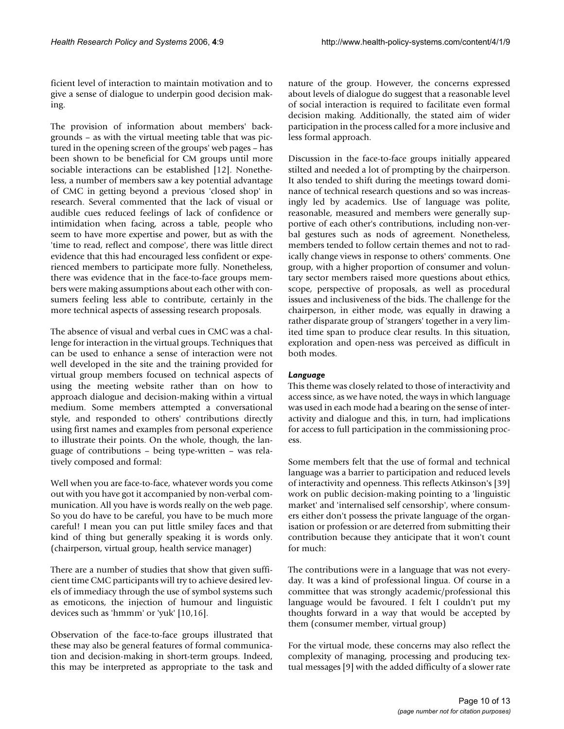ficient level of interaction to maintain motivation and to give a sense of dialogue to underpin good decision making.

The provision of information about members' backgrounds – as with the virtual meeting table that was pictured in the opening screen of the groups' web pages – has been shown to be beneficial for CM groups until more sociable interactions can be established [12]. Nonetheless, a number of members saw a key potential advantage of CMC in getting beyond a previous 'closed shop' in research. Several commented that the lack of visual or audible cues reduced feelings of lack of confidence or intimidation when facing, across a table, people who seem to have more expertise and power, but as with the 'time to read, reflect and compose', there was little direct evidence that this had encouraged less confident or experienced members to participate more fully. Nonetheless, there was evidence that in the face-to-face groups members were making assumptions about each other with consumers feeling less able to contribute, certainly in the more technical aspects of assessing research proposals.

The absence of visual and verbal cues in CMC was a challenge for interaction in the virtual groups. Techniques that can be used to enhance a sense of interaction were not well developed in the site and the training provided for virtual group members focused on technical aspects of using the meeting website rather than on how to approach dialogue and decision-making within a virtual medium. Some members attempted a conversational style, and responded to others' contributions directly using first names and examples from personal experience to illustrate their points. On the whole, though, the language of contributions – being type-written – was relatively composed and formal:

Well when you are face-to-face, whatever words you come out with you have got it accompanied by non-verbal communication. All you have is words really on the web page. So you do have to be careful, you have to be much more careful! I mean you can put little smiley faces and that kind of thing but generally speaking it is words only. (chairperson, virtual group, health service manager)

There are a number of studies that show that given sufficient time CMC participants will try to achieve desired levels of immediacy through the use of symbol systems such as emoticons, the injection of humour and linguistic devices such as 'hmmm' or 'yuk' [10,16].

Observation of the face-to-face groups illustrated that these may also be general features of formal communication and decision-making in short-term groups. Indeed, this may be interpreted as appropriate to the task and nature of the group. However, the concerns expressed about levels of dialogue do suggest that a reasonable level of social interaction is required to facilitate even formal decision making. Additionally, the stated aim of wider participation in the process called for a more inclusive and less formal approach.

Discussion in the face-to-face groups initially appeared stilted and needed a lot of prompting by the chairperson. It also tended to shift during the meetings toward dominance of technical research questions and so was increasingly led by academics. Use of language was polite, reasonable, measured and members were generally supportive of each other's contributions, including non-verbal gestures such as nods of agreement. Nonetheless, members tended to follow certain themes and not to radically change views in response to others' comments. One group, with a higher proportion of consumer and voluntary sector members raised more questions about ethics, scope, perspective of proposals, as well as procedural issues and inclusiveness of the bids. The challenge for the chairperson, in either mode, was equally in drawing a rather disparate group of 'strangers' together in a very limited time span to produce clear results. In this situation, exploration and open-ness was perceived as difficult in both modes.

#### *Language*

This theme was closely related to those of interactivity and access since, as we have noted, the ways in which language was used in each mode had a bearing on the sense of interactivity and dialogue and this, in turn, had implications for access to full participation in the commissioning process.

Some members felt that the use of formal and technical language was a barrier to participation and reduced levels of interactivity and openness. This reflects Atkinson's [39] work on public decision-making pointing to a 'linguistic market' and 'internalised self censorship', where consumers either don't possess the private language of the organisation or profession or are deterred from submitting their contribution because they anticipate that it won't count for much:

The contributions were in a language that was not everyday. It was a kind of professional lingua. Of course in a committee that was strongly academic/professional this language would be favoured. I felt I couldn't put my thoughts forward in a way that would be accepted by them (consumer member, virtual group)

For the virtual mode, these concerns may also reflect the complexity of managing, processing and producing textual messages [9] with the added difficulty of a slower rate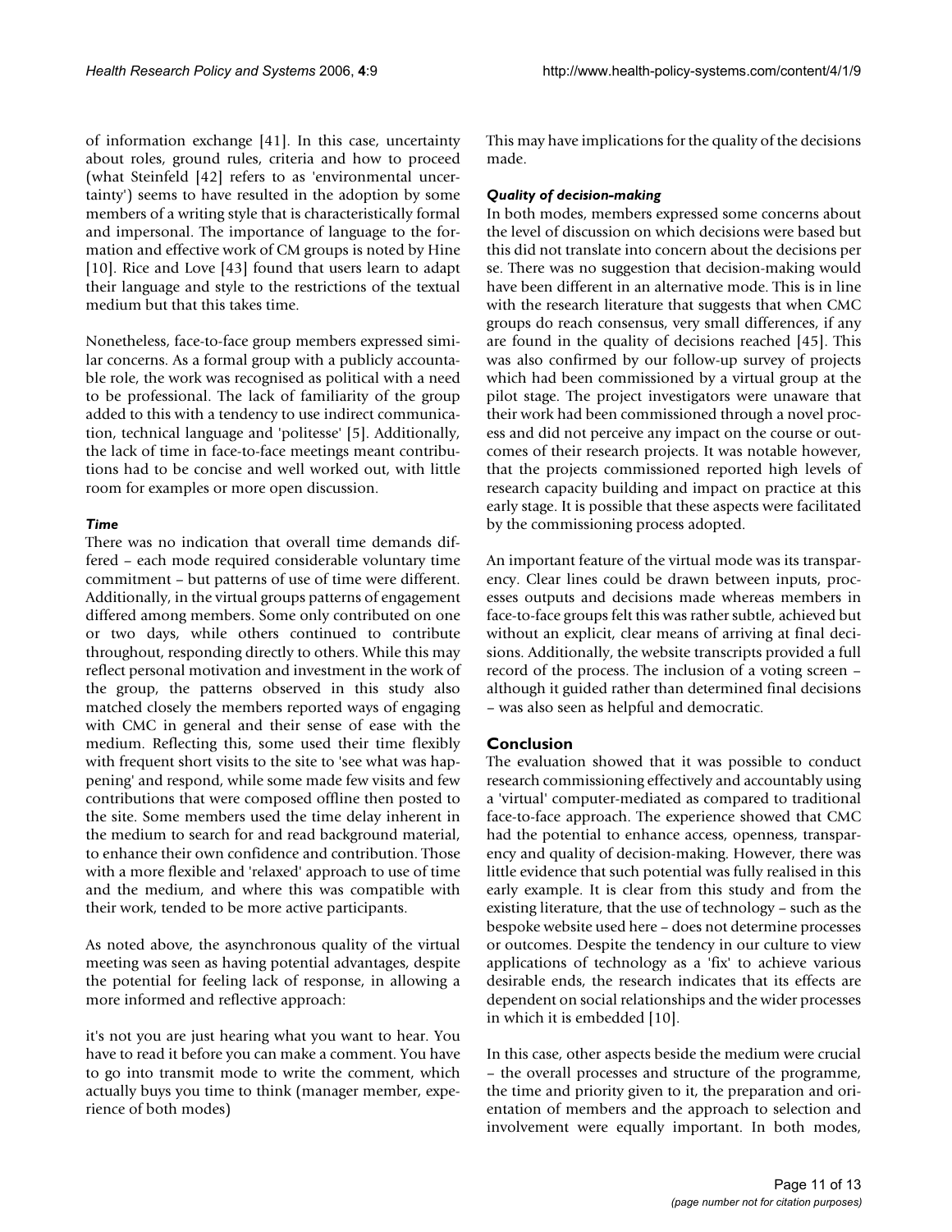of information exchange [41]. In this case, uncertainty about roles, ground rules, criteria and how to proceed (what Steinfeld [42] refers to as 'environmental uncertainty') seems to have resulted in the adoption by some members of a writing style that is characteristically formal and impersonal. The importance of language to the formation and effective work of CM groups is noted by Hine [10]. Rice and Love [43] found that users learn to adapt their language and style to the restrictions of the textual medium but that this takes time.

Nonetheless, face-to-face group members expressed similar concerns. As a formal group with a publicly accountable role, the work was recognised as political with a need to be professional. The lack of familiarity of the group added to this with a tendency to use indirect communication, technical language and 'politesse' [5]. Additionally, the lack of time in face-to-face meetings meant contributions had to be concise and well worked out, with little room for examples or more open discussion.

### *Time*

There was no indication that overall time demands differed – each mode required considerable voluntary time commitment – but patterns of use of time were different. Additionally, in the virtual groups patterns of engagement differed among members. Some only contributed on one or two days, while others continued to contribute throughout, responding directly to others. While this may reflect personal motivation and investment in the work of the group, the patterns observed in this study also matched closely the members reported ways of engaging with CMC in general and their sense of ease with the medium. Reflecting this, some used their time flexibly with frequent short visits to the site to 'see what was happening' and respond, while some made few visits and few contributions that were composed offline then posted to the site. Some members used the time delay inherent in the medium to search for and read background material, to enhance their own confidence and contribution. Those with a more flexible and 'relaxed' approach to use of time and the medium, and where this was compatible with their work, tended to be more active participants.

As noted above, the asynchronous quality of the virtual meeting was seen as having potential advantages, despite the potential for feeling lack of response, in allowing a more informed and reflective approach:

it's not you are just hearing what you want to hear. You have to read it before you can make a comment. You have to go into transmit mode to write the comment, which actually buys you time to think (manager member, experience of both modes)

This may have implications for the quality of the decisions made.

### *Quality of decision-making*

In both modes, members expressed some concerns about the level of discussion on which decisions were based but this did not translate into concern about the decisions per se. There was no suggestion that decision-making would have been different in an alternative mode. This is in line with the research literature that suggests that when CMC groups do reach consensus, very small differences, if any are found in the quality of decisions reached [45]. This was also confirmed by our follow-up survey of projects which had been commissioned by a virtual group at the pilot stage. The project investigators were unaware that their work had been commissioned through a novel process and did not perceive any impact on the course or outcomes of their research projects. It was notable however, that the projects commissioned reported high levels of research capacity building and impact on practice at this early stage. It is possible that these aspects were facilitated by the commissioning process adopted.

An important feature of the virtual mode was its transparency. Clear lines could be drawn between inputs, processes outputs and decisions made whereas members in face-to-face groups felt this was rather subtle, achieved but without an explicit, clear means of arriving at final decisions. Additionally, the website transcripts provided a full record of the process. The inclusion of a voting screen – although it guided rather than determined final decisions – was also seen as helpful and democratic.

## Conclusion

The evaluation showed that it was possible to conduct research commissioning effectively and accountably using a 'virtual' computer-mediated as compared to traditional face-to-face approach. The experience showed that CMC had the potential to enhance access, openness, transparency and quality of decision-making. However, there was little evidence that such potential was fully realised in this early example. It is clear from this study and from the existing literature, that the use of technology – such as the bespoke website used here – does not determine processes or outcomes. Despite the tendency in our culture to view applications of technology as a 'fix' to achieve various desirable ends, the research indicates that its effects are dependent on social relationships and the wider processes in which it is embedded [10].

In this case, other aspects beside the medium were crucial – the overall processes and structure of the programme, the time and priority given to it, the preparation and orientation of members and the approach to selection and involvement were equally important. In both modes,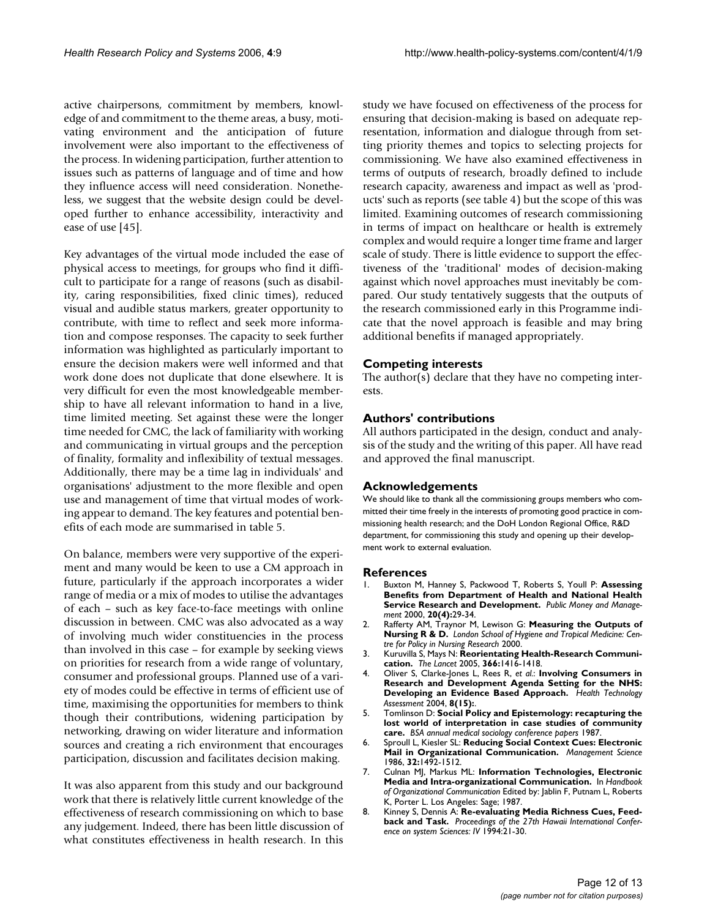active chairpersons, commitment by members, knowledge of and commitment to the theme areas, a busy, motivating environment and the anticipation of future involvement were also important to the effectiveness of the process. In widening participation, further attention to issues such as patterns of language and of time and how they influence access will need consideration. Nonetheless, we suggest that the website design could be developed further to enhance accessibility, interactivity and ease of use [45].

Key advantages of the virtual mode included the ease of physical access to meetings, for groups who find it difficult to participate for a range of reasons (such as disability, caring responsibilities, fixed clinic times), reduced visual and audible status markers, greater opportunity to contribute, with time to reflect and seek more information and compose responses. The capacity to seek further information was highlighted as particularly important to ensure the decision makers were well informed and that work done does not duplicate that done elsewhere. It is very difficult for even the most knowledgeable membership to have all relevant information to hand in a live, time limited meeting. Set against these were the longer time needed for CMC, the lack of familiarity with working and communicating in virtual groups and the perception of finality, formality and inflexibility of textual messages. Additionally, there may be a time lag in individuals' and organisations' adjustment to the more flexible and open use and management of time that virtual modes of working appear to demand. The key features and potential benefits of each mode are summarised in table 5.

On balance, members were very supportive of the experiment and many would be keen to use a CM approach in future, particularly if the approach incorporates a wider range of media or a mix of modes to utilise the advantages of each – such as key face-to-face meetings with online discussion in between. CMC was also advocated as a way of involving much wider constituencies in the process than involved in this case – for example by seeking views on priorities for research from a wide range of voluntary, consumer and professional groups. Planned use of a variety of modes could be effective in terms of efficient use of time, maximising the opportunities for members to think though their contributions, widening participation by networking, drawing on wider literature and information sources and creating a rich environment that encourages participation, discussion and facilitates decision making.

It was also apparent from this study and our background work that there is relatively little current knowledge of the effectiveness of research commissioning on which to base any judgement. Indeed, there has been little discussion of what constitutes effectiveness in health research. In this study we have focused on effectiveness of the process for ensuring that decision-making is based on adequate representation, information and dialogue through from setting priority themes and topics to selecting projects for commissioning. We have also examined effectiveness in terms of outputs of research, broadly defined to include research capacity, awareness and impact as well as 'products' such as reports (see table 4) but the scope of this was limited. Examining outcomes of research commissioning in terms of impact on healthcare or health is extremely complex and would require a longer time frame and larger scale of study. There is little evidence to support the effectiveness of the 'traditional' modes of decision-making against which novel approaches must inevitably be compared. Our study tentatively suggests that the outputs of the research commissioned early in this Programme indicate that the novel approach is feasible and may bring additional benefits if managed appropriately.

## Competing interests

The author(s) declare that they have no competing interests.

## Authors' contributions

All authors participated in the design, conduct and analysis of the study and the writing of this paper. All have read and approved the final manuscript.

## Acknowledgements

We should like to thank all the commissioning groups members who committed their time freely in the interests of promoting good practice in commissioning health research; and the DoH London Regional Office, R&D department, for commissioning this study and opening up their development work to external evaluation.

## References

1. Buxton M, Hanney S, Packwood T, Roberts S, Youll P: **Assessing Benefits from Department of Health and National Health Service Research and Development.** *Public Money and Management* 2000, **20(4):**29-34.
2. Rafferty AM, Traynor M, Lewison G: **Measuring the Outputs of Nursing R & D.** *London School of Hygiene and Tropical Medicine: Centre for Policy in Nursing Research* 2000.
3. Kuruvilla S, Mays N: **Reorientating Health-Research Communication.** *The Lancet* 2005, **366:**1416-1418.
4. Oliver S, Clarke-Jones L, Rees R, *et al.*: **Involving Consumers in Research and Development Agenda Setting for the NHS: Developing an Evidence Based Approach.** *Health Technology Assessment* 2004, **8(15):**.
5. Tomlinson D: **Social Policy and Epistemology: recapturing the lost world of interpretation in case studies of community care.** *BSA annual medical sociology conference papers* 1987.
6. Sproull L, Kiesler SL: **Reducing Social Context Cues: Electronic Mail in Organizational Communication.** *Management Science* 1986, **32:**1492-1512.
7. Culnan MJ, Markus ML: **Information Technologies, Electronic Media and Intra-organizational Communication.** In *Handbook of Organizational Communication* Edited by: Jablin F, Putnam L, Roberts K, Porter L. Los Angeles: Sage; 1987.
8. Kinney S, Dennis A: **Re-evaluating Media Richness Cues, Feedback and Task.** *Proceedings of the 27th Hawaii International Conference on system Sciences: IV* 1994:21-30.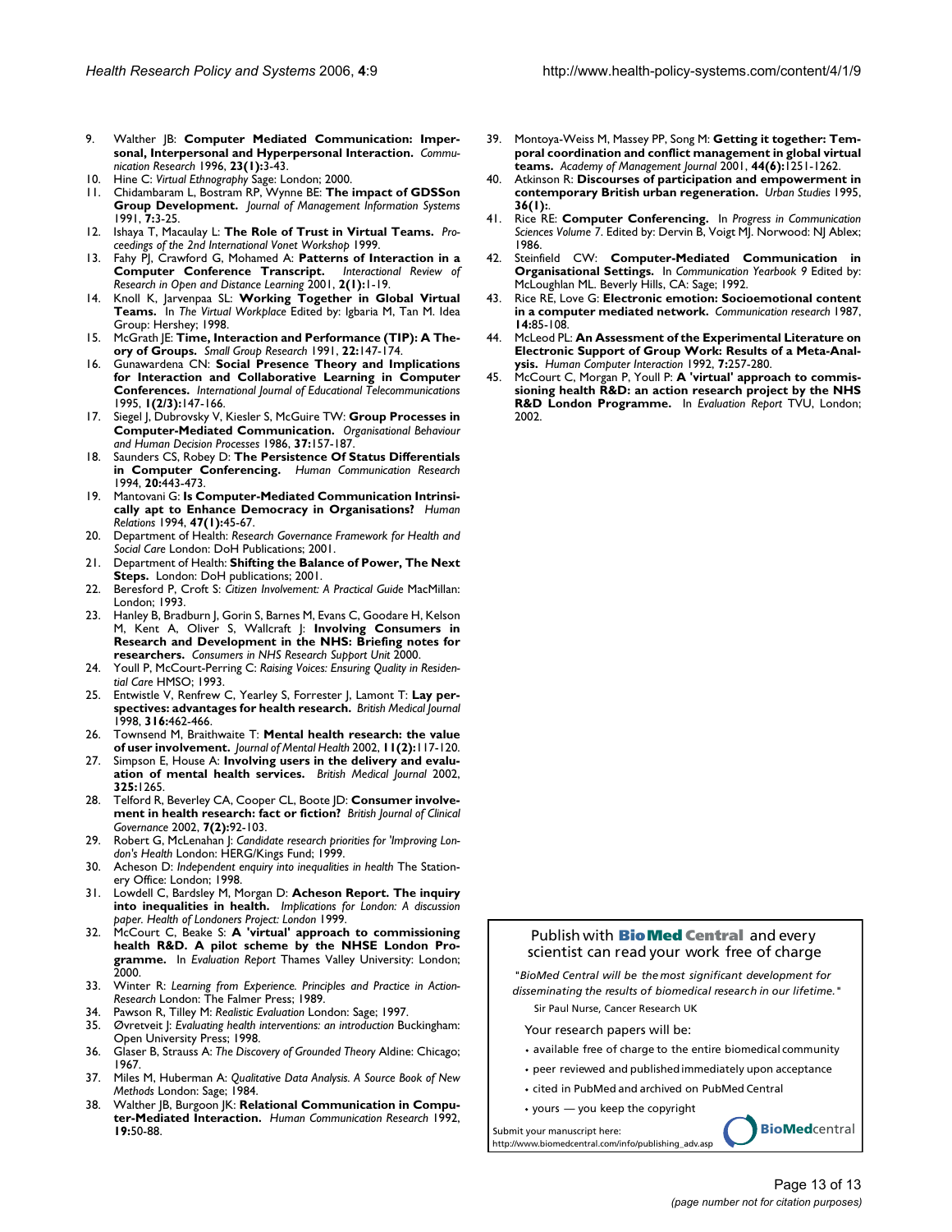9. Walther JB: **Computer Mediated Communication: Impersonal, Interpersonal and Hyperpersonal Interaction.** *Communication Research* 1996, **23(1):**3-43.
10. Hine C: *Virtual Ethnography* Sage: London; 2000.
11. Chidambaram L, Bostram RP, Wynne BE: **The impact of GDSSon Group Development.** *Journal of Management Information Systems* 1991, **7:**3-25.
12. Ishaya T, Macaulay L: **The Role of Trust in Virtual Teams.** *Proceedings of the 2nd International Vonet Workshop* 1999.
13. Fahy PJ, Crawford G, Mohamed A: **Patterns of Interaction in a Computer Conference Transcript.** *Interactional Review of Research in Open and Distance Learning* 2001, **2(1):**1-19.
14. Knoll K, Jarvenpaa SL: **Working Together in Global Virtual Teams.** In *The Virtual Workplace* Edited by: Igbaria M, Tan M. Idea Group: Hershey; 1998.
15. McGrath JE: **Time, Interaction and Performance (TIP): A Theory of Groups.** *Small Group Research* 1991, **22:**147-174.
16. Gunawardena CN: **Social Presence Theory and Implications for Interaction and Collaborative Learning in Computer Conferences.** *International Journal of Educational Telecommunications* 1995, **1(2/3):**147-166.
17. Siegel J, Dubrovsky V, Kiesler S, McGuire TW: **Group Processes in Computer-Mediated Communication.** *Organisational Behaviour and Human Decision Processes* 1986, **37:**157-187.
18. Saunders CS, Robey D: **The Persistence Of Status Differentials in Computer Conferencing.** *Human Communication Research* 1994, **20:**443-473.
19. Mantovani G: **Is Computer-Mediated Communication Intrinsically apt to Enhance Democracy in Organisations?** *Human Relations* 1994, **47(1):**45-67.
20. Department of Health: *Research Governance Framework for Health and Social Care* London: DoH Publications; 2001.
21. Department of Health: **Shifting the Balance of Power, The Next Steps.** London: DoH publications; 2001.
22. Beresford P, Croft S: *Citizen Involvement: A Practical Guide* MacMillan: London; 1993.
23. Hanley B, Bradburn J, Gorin S, Barnes M, Evans C, Goodare H, Kelson M, Kent A, Oliver S, Wallcraft J: **Involving Consumers in Research and Development in the NHS: Briefing notes for researchers.** *Consumers in NHS Research Support Unit* 2000.
24. Youll P, McCourt-Perring C: *Raising Voices: Ensuring Quality in Residential Care* HMSO; 1993.
25. Entwistle V, Renfrew C, Yearley S, Forrester J, Lamont T: **Lay perspectives: advantages for health research.** *British Medical Journal* 1998, **316:**462-466.
26. Townsend M, Braithwaite T: **Mental health research: the value of user involvement.** *Journal of Mental Health* 2002, **11(2):**117-120.
27. Simpson E, House A: **Involving users in the delivery and evaluation of mental health services.** *British Medical Journal* 2002, **325:**1265.
28. Telford R, Beverley CA, Cooper CL, Boote JD: **Consumer involvement in health research: fact or fiction?** *British Journal of Clinical Governance* 2002, **7(2):**92-103.
29. Robert G, McLenahan J: *Candidate research priorities for 'Improving London's Health* London: HERG/Kings Fund; 1999.
30. Acheson D: *Independent enquiry into inequalities in health* The Stationery Office: London; 1998.
31. Lowdell C, Bardsley M, Morgan D: **Acheson Report. The inquiry into inequalities in health.** *Implications for London: A discussion paper. Health of Londoners Project: London* 1999.
32. McCourt C, Beake S: **A 'virtual' approach to commissioning health R&D. A pilot scheme by the NHSE London Programme.** In *Evaluation Report* Thames Valley University: London; 2000.
33. Winter R: *Learning from Experience. Principles and Practice in Action-Research* London: The Falmer Press; 1989.
34. Pawson R, Tilley M: *Realistic Evaluation* London: Sage; 1997.
35. Øvretveit J: *Evaluating health interventions: an introduction* Buckingham: Open University Press; 1998.
36. Glaser B, Strauss A: *The Discovery of Grounded Theory* Aldine: Chicago; 1967.
37. Miles M, Huberman A: *Qualitative Data Analysis. A Source Book of New Methods* London: Sage; 1984.
38. Walther JB, Burgoon JK: **Relational Communication in Computer-Mediated Interaction.** *Human Communication Research* 1992, **19:**50-88.
39. Montoya-Weiss M, Massey PP, Song M: **Getting it together: Temporal coordination and conflict management in global virtual teams.** *Academy of Management Journal* 2001, **44(6):**1251-1262.
40. Atkinson R: **Discourses of participation and empowerment in contemporary British urban regeneration.** *Urban Studies* 1995, **36(1):**.
41. Rice RE: **Computer Conferencing.** In *Progress in Communication Sciences Volume 7*. Edited by: Dervin B, Voigt MJ. Norwood: NJ Ablex; 1986.
42. Steinfield CW: **Computer-Mediated Communication in Organisational Settings.** In *Communication Yearbook 9* Edited by: McLoughlan ML. Beverly Hills, CA: Sage; 1992.
43. Rice RE, Love G: **Electronic emotion: Socioemotional content in a computer mediated network.** *Communication research* 1987, **14:**85-108.
44. McLeod PL: **An Assessment of the Experimental Literature on Electronic Support of Group Work: Results of a Meta-Analysis.** *Human Computer Interaction* 1992, **7:**257-280.
45. McCourt C, Morgan P, Youll P: **A 'virtual' approach to commissioning health R&D: an action research project by the NHS R&D London Programme.** In *Evaluation Report* TVU, London; 2002.

Publish with **BioMed Central** and every scientist can read your work free of charge

*"BioMed Central will be the most significant development for disseminating the results of biomedical research in our lifetime."*
Sir Paul Nurse, Cancer Research UK

Your research papers will be:

- available free of charge to the entire biomedical community
- peer reviewed and published immediately upon acceptance
- cited in PubMed and archived on PubMed Central
- yours — you keep the copyright

Submit your manuscript here:
http://www.biomedcentral.com/info/publishing_adv.asp

BioMedcentral